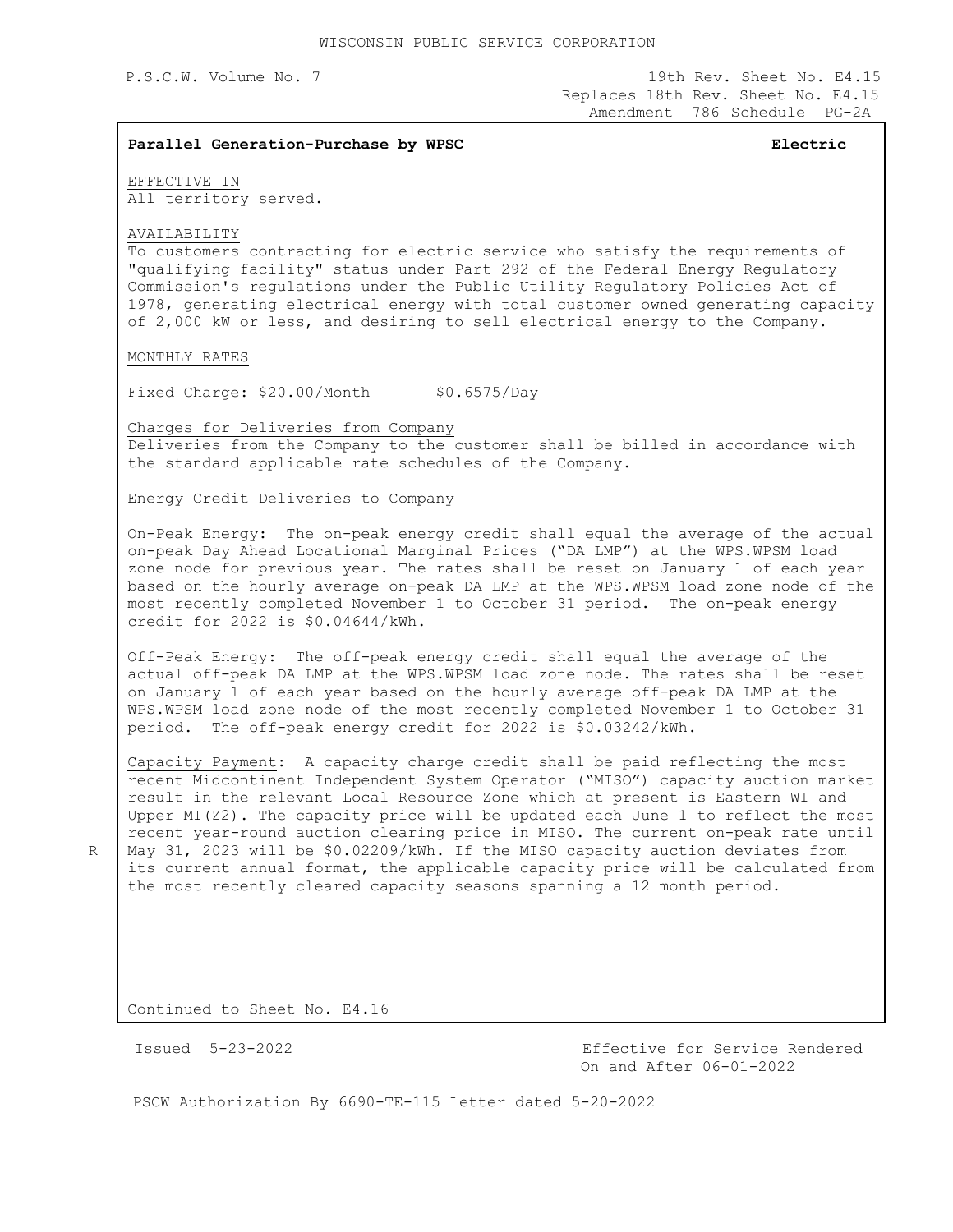WISCONSIN PUBLIC SERVICE CORPORATION

P.S.C.W. Volume No. 7

19th Rev. Sheet No. E4.15
Replaces 18th Rev. Sheet No. E4.15
Amendment 786 Schedule PG-2A

**Parallel Generation-Purchase by WPSC** **Electric**

EFFECTIVE IN
All territory served.

AVAILABILITY
To customers contracting for electric service who satisfy the requirements of "qualifying facility" status under Part 292 of the Federal Energy Regulatory Commission's regulations under the Public Utility Regulatory Policies Act of 1978, generating electrical energy with total customer owned generating capacity of 2,000 kW or less, and desiring to sell electrical energy to the Company.

MONTHLY RATES

Fixed Charge: $20.00/Month $0.6575/Day

Charges for Deliveries from Company
Deliveries from the Company to the customer shall be billed in accordance with the standard applicable rate schedules of the Company.

Energy Credit Deliveries to Company

On-Peak Energy: The on-peak energy credit shall equal the average of the actual on-peak Day Ahead Locational Marginal Prices ("DA LMP") at the WPS.WPSM load zone node for previous year. The rates shall be reset on January 1 of each year based on the hourly average on-peak DA LMP at the WPS.WPSM load zone node of the most recently completed November 1 to October 31 period. The on-peak energy credit for 2022 is $0.04644/kWh.

Off-Peak Energy: The off-peak energy credit shall equal the average of the actual off-peak DA LMP at the WPS.WPSM load zone node. The rates shall be reset on January 1 of each year based on the hourly average off-peak DA LMP at the WPS.WPSM load zone node of the most recently completed November 1 to October 31 period. The off-peak energy credit for 2022 is $0.03242/kWh.

Capacity Payment: A capacity charge credit shall be paid reflecting the most recent Midcontinent Independent System Operator ("MISO") capacity auction market result in the relevant Local Resource Zone which at present is Eastern WI and Upper MI(Z2). The capacity price will be updated each June 1 to reflect the most recent year-round auction clearing price in MISO. The current on-peak rate until May 31, 2023 will be $0.02209/kWh. If the MISO capacity auction deviates from its current annual format, the applicable capacity price will be calculated from the most recently cleared capacity seasons spanning a 12 month period. R

Continued to Sheet No. E4.16

Issued 5-23-2022

Effective for Service Rendered
On and After 06-01-2022

PSCW Authorization By 6690-TE-115 Letter dated 5-20-2022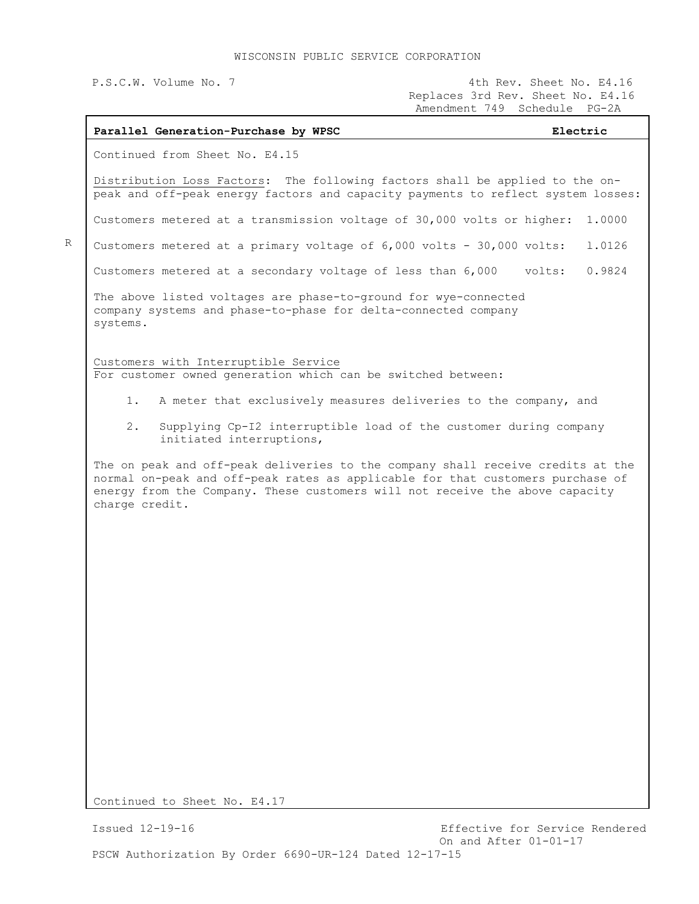WISCONSIN PUBLIC SERVICE CORPORATION

P.S.C.W. Volume No. 7

4th Rev. Sheet No. E4.16
Replaces 3rd Rev. Sheet No. E4.16
Amendment 749 Schedule PG-2A

**Parallel Generation-Purchase by WPSC** **Electric**

Continued from Sheet No. E4.15

Distribution Loss Factors: The following factors shall be applied to the on-peak and off-peak energy factors and capacity payments to reflect system losses:

Customers metered at a transmission voltage of 30,000 volts or higher: 1.0000

R Customers metered at a primary voltage of 6,000 volts - 30,000 volts: 1.0126

Customers metered at a secondary voltage of less than 6,000 volts: 0.9824

The above listed voltages are phase-to-ground for wye-connected company systems and phase-to-phase for delta-connected company systems.

Customers with Interruptible Service
For customer owned generation which can be switched between:

1. A meter that exclusively measures deliveries to the company, and
2. Supplying Cp-I2 interruptible load of the customer during company initiated interruptions,

The on peak and off-peak deliveries to the company shall receive credits at the normal on-peak and off-peak rates as applicable for that customers purchase of energy from the Company. These customers will not receive the above capacity charge credit.

Continued to Sheet No. E4.17

Issued 12-19-16

Effective for Service Rendered
On and After 01-01-17

PSCW Authorization By Order 6690-UR-124 Dated 12-17-15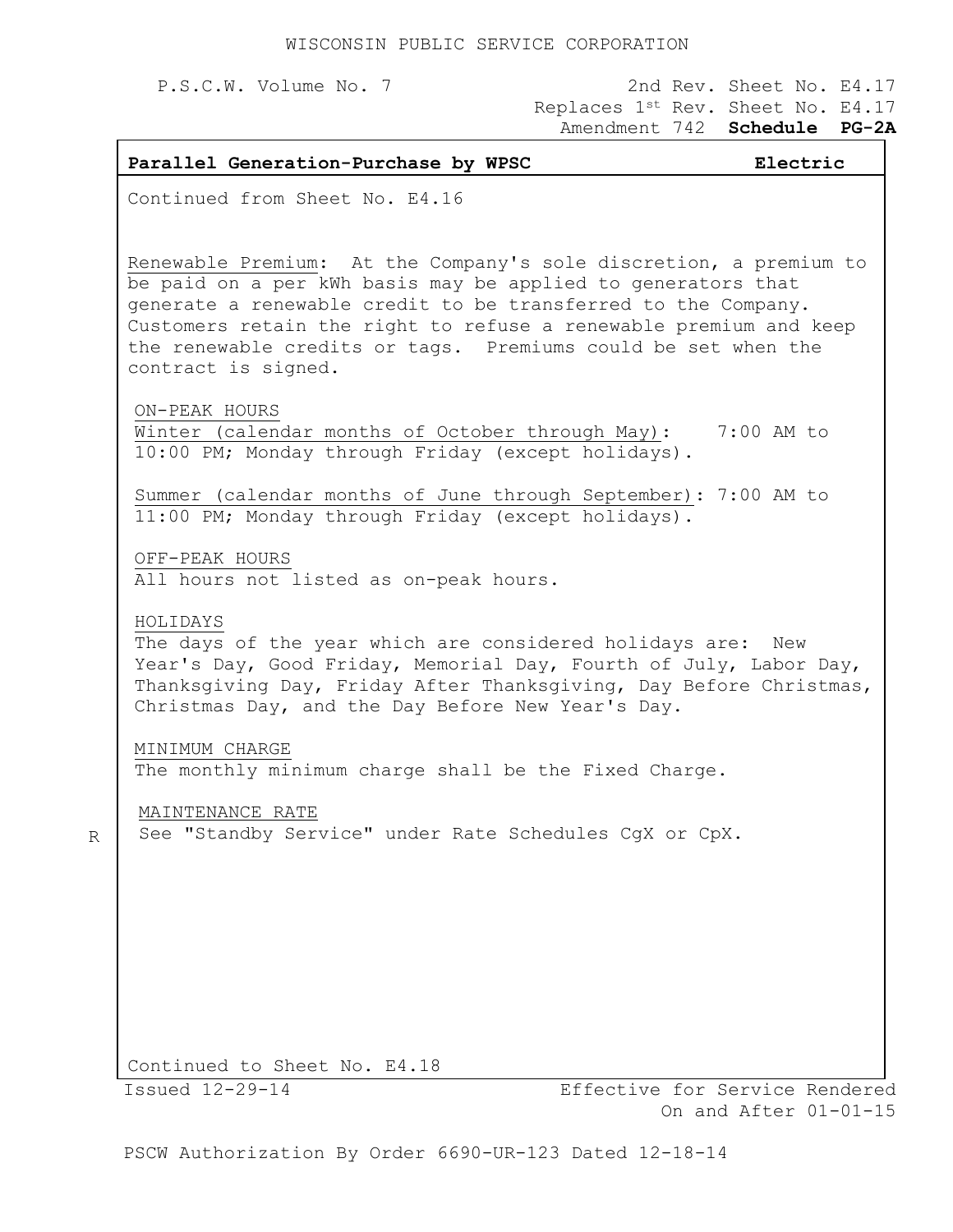WISCONSIN PUBLIC SERVICE CORPORATION

P.S.C.W. Volume No. 7

2nd Rev. Sheet No. E4.17
Replaces 1st Rev. Sheet No. E4.17
Amendment 742 **Schedule PG-2A**

**Parallel Generation-Purchase by WPSC** **Electric**

Continued from Sheet No. E4.16

Renewable Premium: At the Company's sole discretion, a premium to be paid on a per kWh basis may be applied to generators that generate a renewable credit to be transferred to the Company. Customers retain the right to refuse a renewable premium and keep the renewable credits or tags. Premiums could be set when the contract is signed.

ON-PEAK HOURS

Winter (calendar months of October through May): 7:00 AM to 10:00 PM; Monday through Friday (except holidays).

Summer (calendar months of June through September): 7:00 AM to 11:00 PM; Monday through Friday (except holidays).

OFF-PEAK HOURS

All hours not listed as on-peak hours.

HOLIDAYS

The days of the year which are considered holidays are: New Year's Day, Good Friday, Memorial Day, Fourth of July, Labor Day, Thanksgiving Day, Friday After Thanksgiving, Day Before Christmas, Christmas Day, and the Day Before New Year's Day.

MINIMUM CHARGE

The monthly minimum charge shall be the Fixed Charge.

MAINTENANCE RATE

R See "Standby Service" under Rate Schedules CgX or CpX.

Continued to Sheet No. E4.18

Issued 12-29-14

Effective for Service Rendered On and After 01-01-15

PSCW Authorization By Order 6690-UR-123 Dated 12-18-14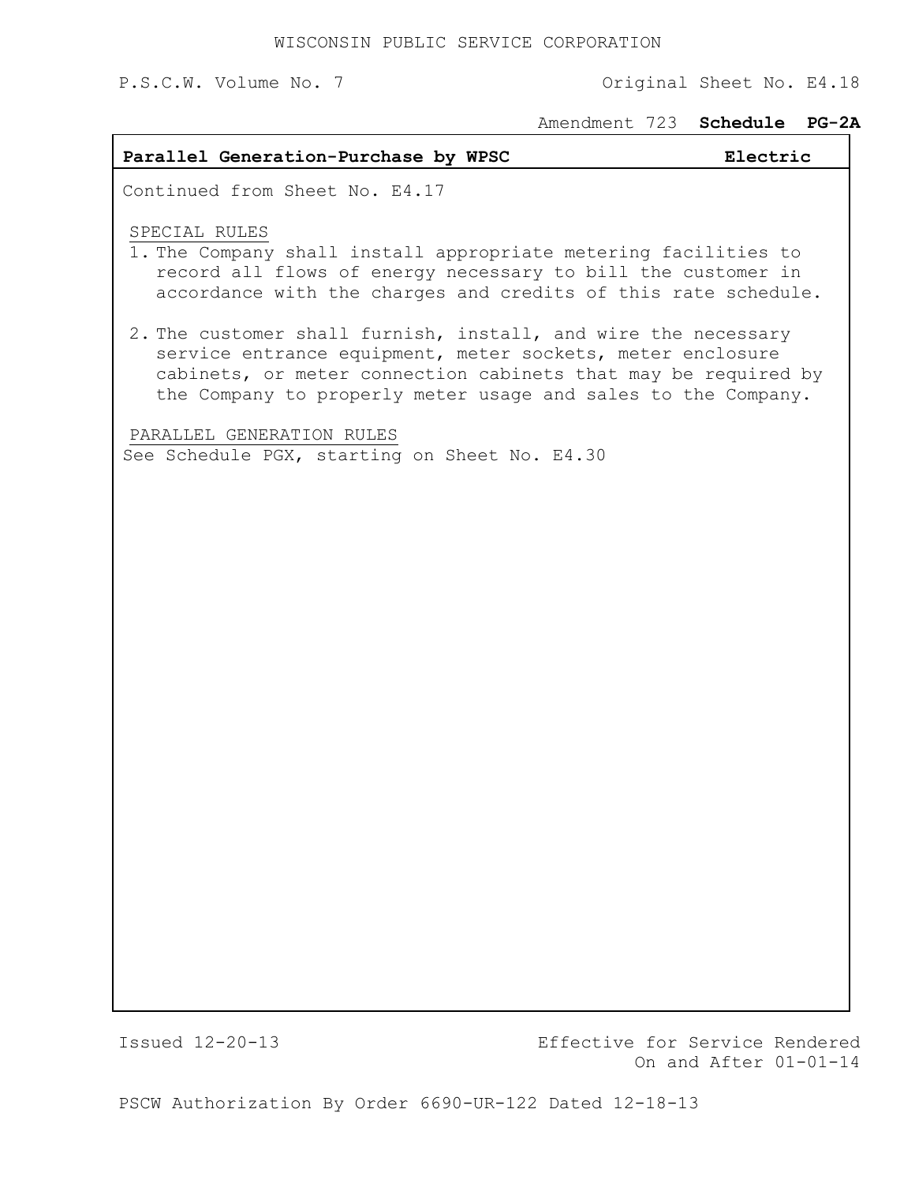**Parallel Generation-Purchase by WPSC** **Electric**

Continued from Sheet No. E4.17

SPECIAL RULES

1. The Company shall install appropriate metering facilities to record all flows of energy necessary to bill the customer in accordance with the charges and credits of this rate schedule.

2. The customer shall furnish, install, and wire the necessary service entrance equipment, meter sockets, meter enclosure cabinets, or meter connection cabinets that may be required by the Company to properly meter usage and sales to the Company.

PARALLEL GENERATION RULES

See Schedule PGX, starting on Sheet No. E4.30

Issued 12-20-13

Effective for Service Rendered On and After 01-01-14

PSCW Authorization By Order 6690-UR-122 Dated 12-18-13